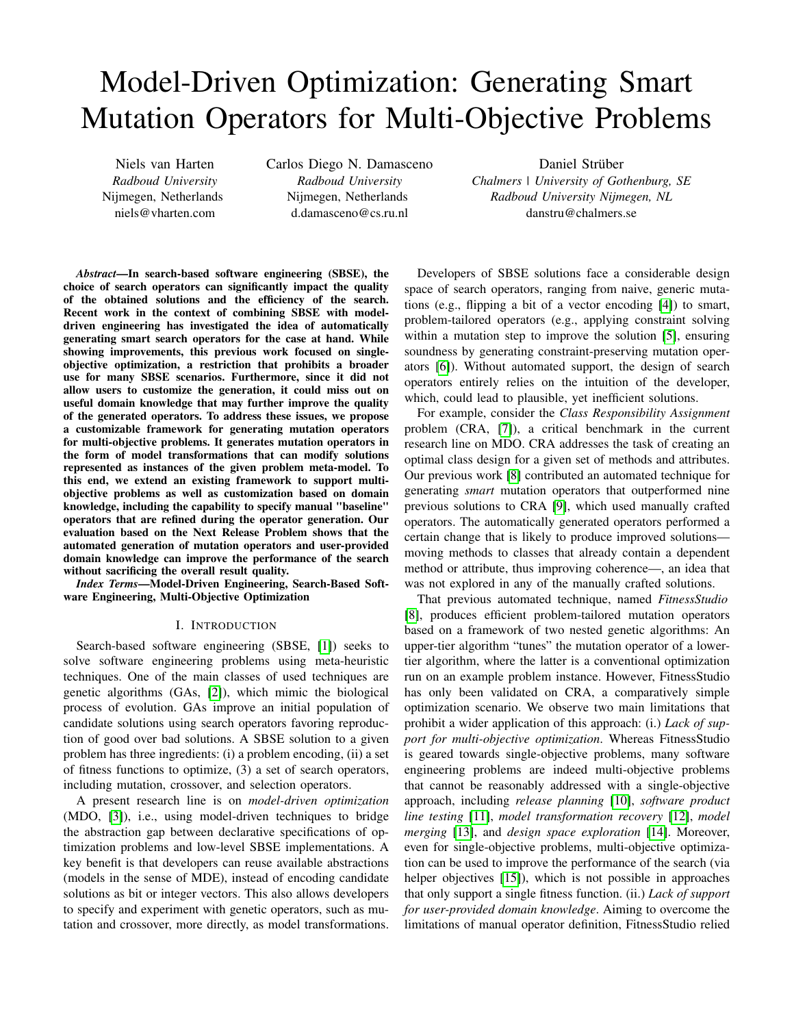# Model-Driven Optimization: Generating Smart Mutation Operators for Multi-Objective Problems

Niels van Harten
*Radboud University*
Nijmegen, Netherlands
niels@vharten.com

Carlos Diego N. Damasceno
*Radboud University*
Nijmegen, Netherlands
d.damasceno@cs.ru.nl

Daniel Strüber
*Chalmers | University of Gothenburg, SE*
*Radboud University Nijmegen, NL*
danstru@chalmers.se

***Abstract*—In search-based software engineering (SBSE), the choice of search operators can significantly impact the quality of the obtained solutions and the efficiency of the search. Recent work in the context of combining SBSE with model-driven engineering has investigated the idea of automatically generating smart search operators for the case at hand. While showing improvements, this previous work focused on single-objective optimization, a restriction that prohibits a broader use for many SBSE scenarios. Furthermore, since it did not allow users to customize the generation, it could miss out on useful domain knowledge that may further improve the quality of the generated operators. To address these issues, we propose a customizable framework for generating mutation operators for multi-objective problems. It generates mutation operators in the form of model transformations that can modify solutions represented as instances of the given problem meta-model. To this end, we extend an existing framework to support multi-objective problems as well as customization based on domain knowledge, including the capability to specify manual "baseline" operators that are refined during the operator generation. Our evaluation based on the Next Release Problem shows that the automated generation of mutation operators and user-provided domain knowledge can improve the performance of the search without sacrificing the overall result quality.**

***Index Terms*—Model-Driven Engineering, Search-Based Software Engineering, Multi-Objective Optimization**

## I. Introduction

Search-based software engineering (SBSE, [1]) seeks to solve software engineering problems using meta-heuristic techniques. One of the main classes of used techniques are genetic algorithms (GAs, [2]), which mimic the biological process of evolution. GAs improve an initial population of candidate solutions using search operators favoring reproduction of good over bad solutions. A SBSE solution to a given problem has three ingredients: (i) a problem encoding, (ii) a set of fitness functions to optimize, (3) a set of search operators, including mutation, crossover, and selection operators.

A present research line is on *model-driven optimization* (MDO, [3]), i.e., using model-driven techniques to bridge the abstraction gap between declarative specifications of optimization problems and low-level SBSE implementations. A key benefit is that developers can reuse available abstractions (models in the sense of MDE), instead of encoding candidate solutions as bit or integer vectors. This also allows developers to specify and experiment with genetic operators, such as mutation and crossover, more directly, as model transformations.

Developers of SBSE solutions face a considerable design space of search operators, ranging from naive, generic mutations (e.g., flipping a bit of a vector encoding [4]) to smart, problem-tailored operators (e.g., applying constraint solving within a mutation step to improve the solution [5], ensuring soundness by generating constraint-preserving mutation operators [6]). Without automated support, the design of search operators entirely relies on the intuition of the developer, which, could lead to plausible, yet inefficient solutions.

For example, consider the *Class Responsibility Assignment* problem (CRA, [7]), a critical benchmark in the current research line on MDO. CRA addresses the task of creating an optimal class design for a given set of methods and attributes. Our previous work [8] contributed an automated technique for generating *smart* mutation operators that outperformed nine previous solutions to CRA [9], which used manually crafted operators. The automatically generated operators performed a certain change that is likely to produce improved solutions—moving methods to classes that already contain a dependent method or attribute, thus improving coherence—, an idea that was not explored in any of the manually crafted solutions.

That previous automated technique, named *FitnessStudio* [8], produces efficient problem-tailored mutation operators based on a framework of two nested genetic algorithms: An upper-tier algorithm "tunes" the mutation operator of a lower-tier algorithm, where the latter is a conventional optimization run on an example problem instance. However, FitnessStudio has only been validated on CRA, a comparatively simple optimization scenario. We observe two main limitations that prohibit a wider application of this approach: (i.) *Lack of support for multi-objective optimization*. Whereas FitnessStudio is geared towards single-objective problems, many software engineering problems are indeed multi-objective problems that cannot be reasonably addressed with a single-objective approach, including *release planning* [10], *software product line testing* [11], *model transformation recovery* [12], *model merging* [13], and *design space exploration* [14]. Moreover, even for single-objective problems, multi-objective optimization can be used to improve the performance of the search (via helper objectives [15]), which is not possible in approaches that only support a single fitness function. (ii.) *Lack of support for user-provided domain knowledge*. Aiming to overcome the limitations of manual operator definition, FitnessStudio relied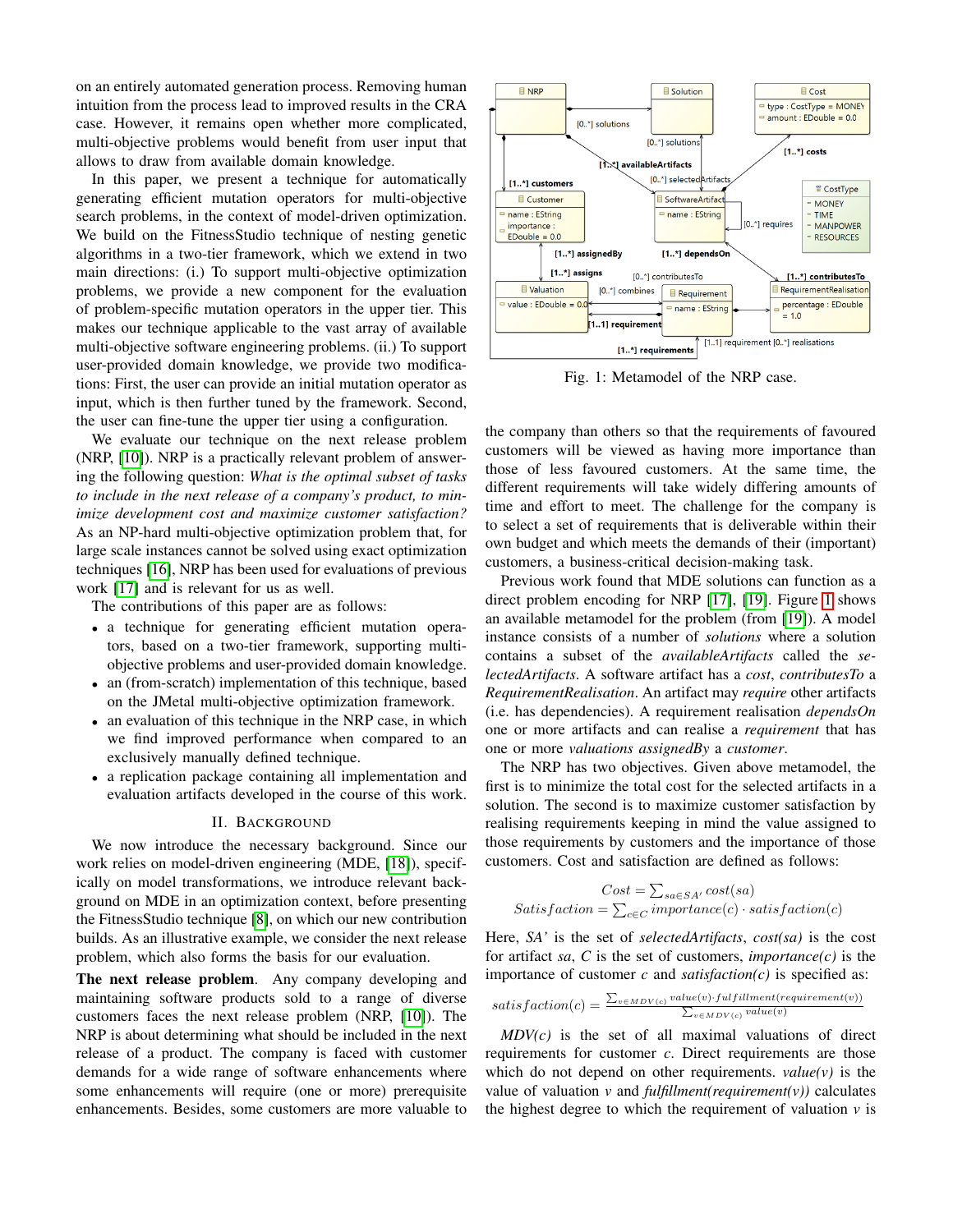on an entirely automated generation process. Removing human intuition from the process lead to improved results in the CRA case. However, it remains open whether more complicated, multi-objective problems would benefit from user input that allows to draw from available domain knowledge.

In this paper, we present a technique for automatically generating efficient mutation operators for multi-objective search problems, in the context of model-driven optimization. We build on the FitnessStudio technique of nesting genetic algorithms in a two-tier framework, which we extend in two main directions: (i.) To support multi-objective optimization problems, we provide a new component for the evaluation of problem-specific mutation operators in the upper tier. This makes our technique applicable to the vast array of available multi-objective software engineering problems. (ii.) To support user-provided domain knowledge, we provide two modifications: First, the user can provide an initial mutation operator as input, which is then further tuned by the framework. Second, the user can fine-tune the upper tier using a configuration.

We evaluate our technique on the next release problem (NRP, [10]). NRP is a practically relevant problem of answering the following question: *What is the optimal subset of tasks to include in the next release of a company's product, to minimize development cost and maximize customer satisfaction?* As an NP-hard multi-objective optimization problem that, for large scale instances cannot be solved using exact optimization techniques [16], NRP has been used for evaluations of previous work [17] and is relevant for us as well.

The contributions of this paper are as follows:

- a technique for generating efficient mutation operators, based on a two-tier framework, supporting multi-objective problems and user-provided domain knowledge.
- an (from-scratch) implementation of this technique, based on the JMetal multi-objective optimization framework.
- an evaluation of this technique in the NRP case, in which we find improved performance when compared to an exclusively manually defined technique.
- a replication package containing all implementation and evaluation artifacts developed in the course of this work.

## II. Background

We now introduce the necessary background. Since our work relies on model-driven engineering (MDE, [18]), specifically on model transformations, we introduce relevant background on MDE in an optimization context, before presenting the FitnessStudio technique [8], on which our new contribution builds. As an illustrative example, we consider the next release problem, which also forms the basis for our evaluation.

**The next release problem**. Any company developing and maintaining software products sold to a range of diverse customers faces the next release problem (NRP, [10]). The NRP is about determining what should be included in the next release of a product. The company is faced with customer demands for a wide range of software enhancements where some enhancements will require (one or more) prerequisite enhancements. Besides, some customers are more valuable to the company than others so that the requirements of favoured customers will be viewed as having more importance than those of less favoured customers. At the same time, the different requirements will take widely differing amounts of time and effort to meet. The challenge for the company is to select a set of requirements that is deliverable within their own budget and which meets the demands of their (important) customers, a business-critical decision-making task.

Fig. 1: Metamodel of the NRP case.

Previous work found that MDE solutions can function as a direct problem encoding for NRP [17], [19]. Figure 1 shows an available metamodel for the problem (from [19]). A model instance consists of a number of *solutions* where a solution contains a subset of the *availableArtifacts* called the *selectedArtifacts*. A software artifact has a *cost*, *contributesTo* a *RequirementRealisation*. An artifact may *require* other artifacts (i.e. has dependencies). A requirement realisation *dependsOn* one or more artifacts and can realise a *requirement* that has one or more *valuations assignedBy* a *customer*.

The NRP has two objectives. Given above metamodel, the first is to minimize the total cost for the selected artifacts in a solution. The second is to maximize customer satisfaction by realising requirements keeping in mind the value assigned to those requirements by customers and the importance of those customers. Cost and satisfaction are defined as follows:

$$Cost = \sum_{sa \in SA'} cost(sa)$$
$$Satisfaction = \sum_{c \in C} importance(c) \cdot satisfaction(c)$$

Here, *SA'* is the set of *selectedArtifacts*, *cost(sa)* is the cost for artifact *sa*, *C* is the set of customers, *importance(c)* is the importance of customer *c* and *satisfaction(c)* is specified as:

$$satisfaction(c) = \frac{\sum_{v \in MDV(c)} value(v) \cdot fulfillment(requirement(v))}{\sum_{v \in MDV(c)} value(v)}$$

*MDV(c)* is the set of all maximal valuations of direct requirements for customer *c*. Direct requirements are those which do not depend on other requirements. *value(v)* is the value of valuation *v* and *fulfillment(requirement(v))* calculates the highest degree to which the requirement of valuation *v* is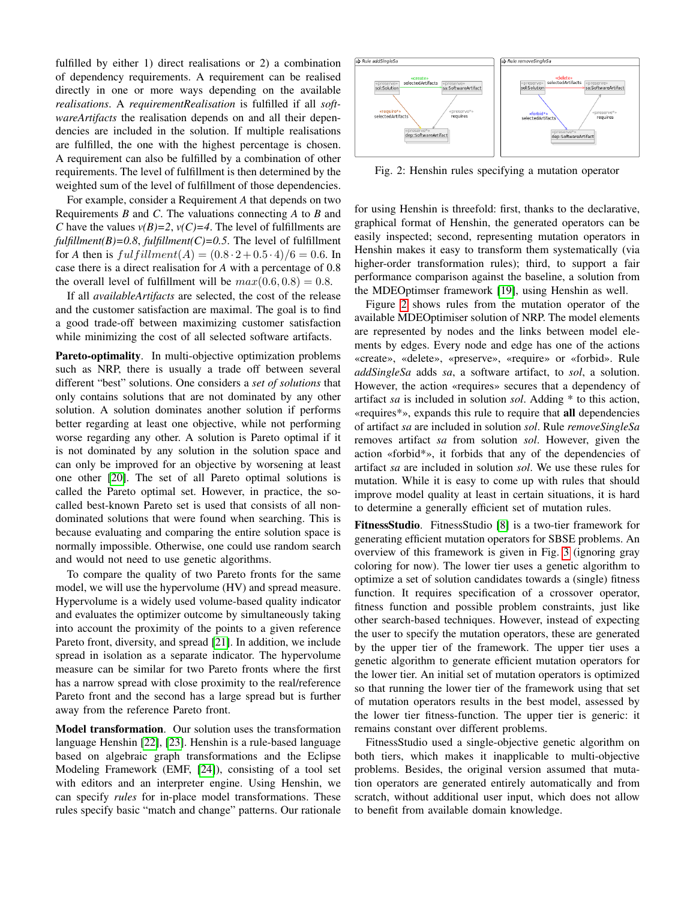fulfilled by either 1) direct realisations or 2) a combination of dependency requirements. A requirement can be realised directly in one or more ways depending on the available *realisations*. A *requirementRealisation* is fulfilled if all *softwareArtifacts* the realisation depends on and all their dependencies are included in the solution. If multiple realisations are fulfilled, the one with the highest percentage is chosen. A requirement can also be fulfilled by a combination of other requirements. The level of fulfillment is then determined by the weighted sum of the level of fulfillment of those dependencies.

For example, consider a Requirement *A* that depends on two Requirements *B* and *C*. The valuations connecting *A* to *B* and *C* have the values *v(B)=2*, *v(C)=4*. The level of fulfillments are *fulfillment(B)=0.8*, *fulfillment(C)=0.5*. The level of fulfillment for *A* then is $fulfillment(A) = (0.8 \cdot 2 + 0.5 \cdot 4)/6 = 0.6$. In case there is a direct realisation for *A* with a percentage of 0.8 the overall level of fulfillment will be $max(0.6, 0.8) = 0.8$.

If all *availableArtifacts* are selected, the cost of the release and the customer satisfaction are maximal. The goal is to find a good trade-off between maximizing customer satisfaction while minimizing the cost of all selected software artifacts.

**Pareto-optimality**. In multi-objective optimization problems such as NRP, there is usually a trade off between several different "best" solutions. One considers a *set of solutions* that only contains solutions that are not dominated by any other solution. A solution dominates another solution if performs better regarding at least one objective, while not performing worse regarding any other. A solution is Pareto optimal if it is not dominated by any solution in the solution space and can only be improved for an objective by worsening at least one other [20]. The set of all Pareto optimal solutions is called the Pareto optimal set. However, in practice, the so-called best-known Pareto set is used that consists of all non-dominated solutions that were found when searching. This is because evaluating and comparing the entire solution space is normally impossible. Otherwise, one could use random search and would not need to use genetic algorithms.

To compare the quality of two Pareto fronts for the same model, we will use the hypervolume (HV) and spread measure. Hypervolume is a widely used volume-based quality indicator and evaluates the optimizer outcome by simultaneously taking into account the proximity of the points to a given reference Pareto front, diversity, and spread [21]. In addition, we include spread in isolation as a separate indicator. The hypervolume measure can be similar for two Pareto fronts where the first has a narrow spread with close proximity to the real/reference Pareto front and the second has a large spread but is further away from the reference Pareto front.

**Model transformation**. Our solution uses the transformation language Henshin [22], [23]. Henshin is a rule-based language based on algebraic graph transformations and the Eclipse Modeling Framework (EMF, [24]), consisting of a tool set with editors and an interpreter engine. Using Henshin, we can specify *rules* for in-place model transformations. These rules specify basic "match and change" patterns. Our rationale for using Henshin is threefold: first, thanks to the declarative, graphical format of Henshin, the generated operators can be easily inspected; second, representing mutation operators in Henshin makes it easy to transform them systematically (via higher-order transformation rules); third, to support a fair performance comparison against the baseline, a solution from the MDEOptimser framework [19], using Henshin as well.

Fig. 2: Henshin rules specifying a mutation operator

Figure 2 shows rules from the mutation operator of the available MDEOptimiser solution of NRP. The model elements are represented by nodes and the links between model elements by edges. Every node and edge has one of the actions «create», «delete», «preserve», «require» or «forbid». Rule *addSingleSa* adds *sa*, a software artifact, to *sol*, a solution. However, the action «requires» secures that a dependency of artifact *sa* is included in solution *sol*. Adding * to this action, «requires*», expands this rule to require that **all** dependencies of artifact *sa* are included in solution *sol*. Rule *removeSingleSa* removes artifact *sa* from solution *sol*. However, given the action «forbid*», it forbids that any of the dependencies of artifact *sa* are included in solution *sol*. We use these rules for mutation. While it is easy to come up with rules that should improve model quality at least in certain situations, it is hard to determine a generally efficient set of mutation rules.

**FitnessStudio**. FitnessStudio [8] is a two-tier framework for generating efficient mutation operators for SBSE problems. An overview of this framework is given in Fig. 3 (ignoring gray coloring for now). The lower tier uses a genetic algorithm to optimize a set of solution candidates towards a (single) fitness function. It requires specification of a crossover operator, fitness function and possible problem constraints, just like other search-based techniques. However, instead of expecting the user to specify the mutation operators, these are generated by the upper tier of the framework. The upper tier uses a genetic algorithm to generate efficient mutation operators for the lower tier. An initial set of mutation operators is optimized so that running the lower tier of the framework using that set of mutation operators results in the best model, assessed by the lower tier fitness-function. The upper tier is generic: it remains constant over different problems.

FitnessStudio used a single-objective genetic algorithm on both tiers, which makes it inapplicable to multi-objective problems. Besides, the original version assumed that mutation operators are generated entirely automatically and from scratch, without additional user input, which does not allow to benefit from available domain knowledge.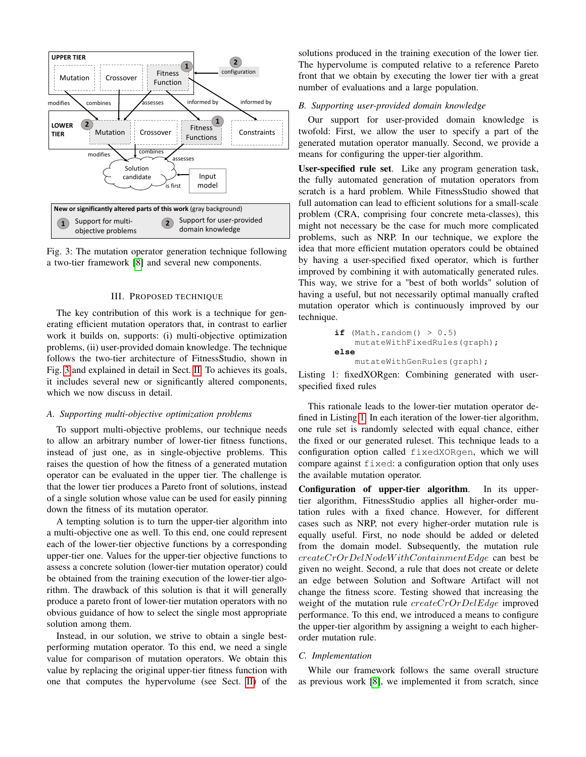Fig. 3: The mutation operator generation technique following a two-tier framework [8] and several new components.

## III. Proposed Technique

The key contribution of this work is a technique for generating efficient mutation operators that, in contrast to earlier work it builds on, supports: (i) multi-objective optimization problems, (ii) user-provided domain knowledge. The technique follows the two-tier architecture of FitnessStudio, shown in Fig. 3 and explained in detail in Sect. II. To achieves its goals, it includes several new or significantly altered components, which we now discuss in detail.

### A. Supporting multi-objective optimization problems

To support multi-objective problems, our technique needs to allow an arbitrary number of lower-tier fitness functions, instead of just one, as in single-objective problems. This raises the question of how the fitness of a generated mutation operator can be evaluated in the upper tier. The challenge is that the lower tier produces a Pareto front of solutions, instead of a single solution whose value can be used for easily pinning down the fitness of its mutation operator.

A tempting solution is to turn the upper-tier algorithm into a multi-objective one as well. To this end, one could represent each of the lower-tier objective functions by a corresponding upper-tier one. Values for the upper-tier objective functions to assess a concrete solution (lower-tier mutation operator) could be obtained from the training execution of the lower-tier algorithm. The drawback of this solution is that it will generally produce a pareto front of lower-tier mutation operators with no obvious guidance of how to select the single most appropriate solution among them.

Instead, in our solution, we strive to obtain a single best-performing mutation operator. To this end, we need a single value for comparison of mutation operators. We obtain this value by replacing the original upper-tier fitness function with one that computes the hypervolume (see Sect. II) of the solutions produced in the training execution of the lower tier. The hypervolume is computed relative to a reference Pareto front that we obtain by executing the lower tier with a great number of evaluations and a large population.

### B. Supporting user-provided domain knowledge

Our support for user-provided domain knowledge is twofold: First, we allow the user to specify a part of the generated mutation operator manually. Second, we provide a means for configuring the upper-tier algorithm.

**User-specified rule set.** Like any program generation task, the fully automated generation of mutation operators from scratch is a hard problem. While FitnessStudio showed that full automation can lead to efficient solutions for a small-scale problem (CRA, comprising four concrete meta-classes), this might not necessary be the case for much more complicated problems, such as NRP. In our technique, we explore the idea that more efficient mutation operators could be obtained by having a user-specified fixed operator, which is further improved by combining it with automatically generated rules. This way, we strive for a "best of both worlds" solution of having a useful, but not necessarily optimal manually crafted mutation operator which is continuously improved by our technique.

```
if (Math.random() > 0.5)
    mutateWithFixedRules(graph);
else
    mutateWithGenRules(graph);
```

Listing 1: fixedXORgen: Combining generated with user-specified fixed rules

This rationale leads to the lower-tier mutation operator defined in Listing 1. In each iteration of the lower-tier algorithm, one rule set is randomly selected with equal chance, either the fixed or our generated ruleset. This technique leads to a configuration option called `fixedXORgen`, which we will compare against `fixed`: a configuration option that only uses the available mutation operator.

**Configuration of upper-tier algorithm.** In its upper-tier algorithm, FitnessStudio applies all higher-order mutation rules with a fixed chance. However, for different cases such as NRP, not every higher-order mutation rule is equally useful. First, no node should be added or deleted from the domain model. Subsequently, the mutation rule $createCrOrDelNodeWithContainmentEdge$ can best be given no weight. Second, a rule that does not create or delete an edge between Solution and Software Artifact will not change the fitness score. Testing showed that increasing the weight of the mutation rule $createCrOrDelEdge$ improved performance. To this end, we introduced a means to configure the upper-tier algorithm by assigning a weight to each higher-order mutation rule.

### C. Implementation

While our framework follows the same overall structure as previous work [8], we implemented it from scratch, since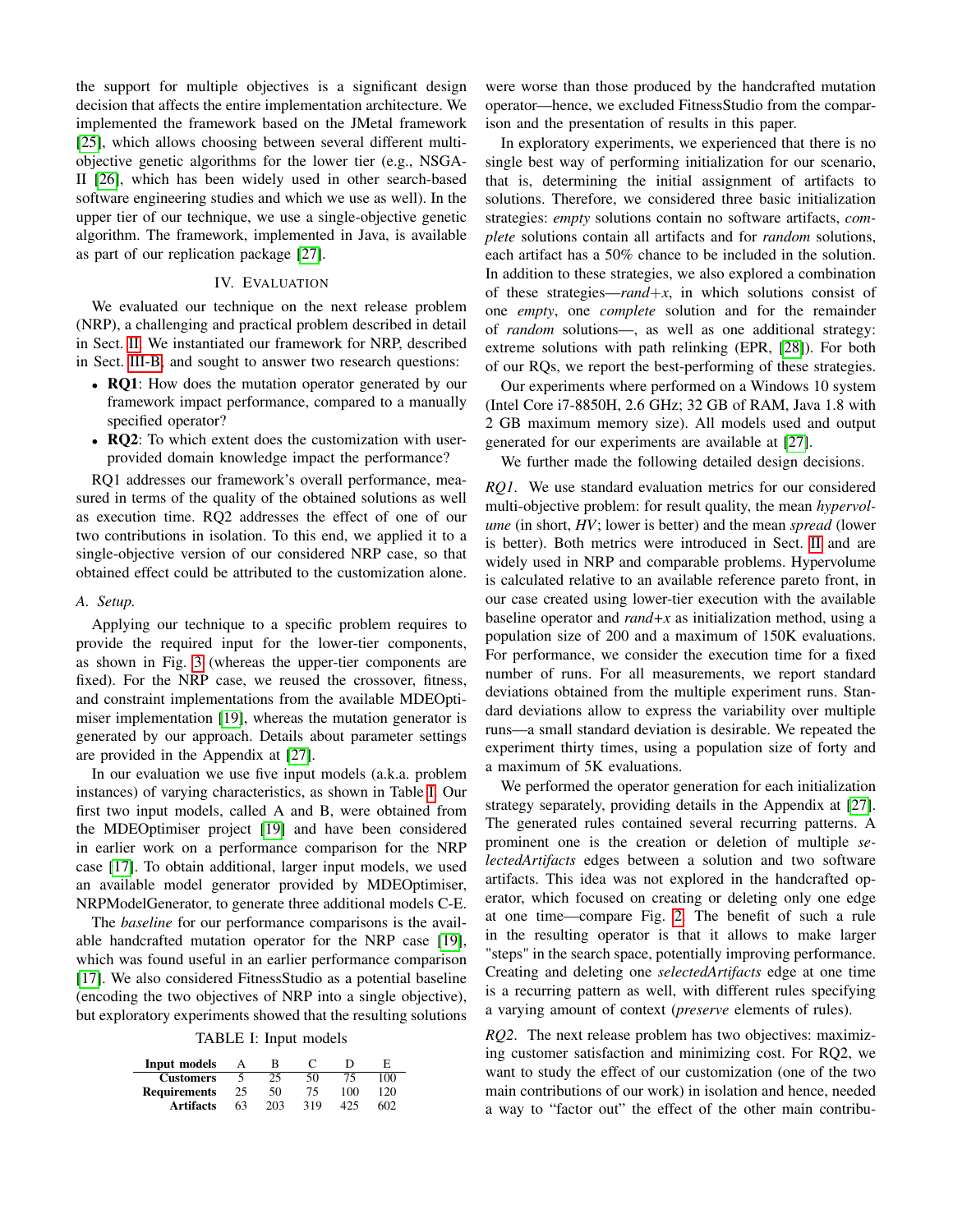the support for multiple objectives is a significant design decision that affects the entire implementation architecture. We implemented the framework based on the JMetal framework [25], which allows choosing between several different multi-objective genetic algorithms for the lower tier (e.g., NSGA-II [26], which has been widely used in other search-based software engineering studies and which we use as well). In the upper tier of our technique, we use a single-objective genetic algorithm. The framework, implemented in Java, is available as part of our replication package [27].

## IV. Evaluation

We evaluated our technique on the next release problem (NRP), a challenging and practical problem described in detail in Sect. II. We instantiated our framework for NRP, described in Sect. III-B, and sought to answer two research questions:

- **RQ1**: How does the mutation operator generated by our framework impact performance, compared to a manually specified operator?
- **RQ2**: To which extent does the customization with user-provided domain knowledge impact the performance?

RQ1 addresses our framework's overall performance, measured in terms of the quality of the obtained solutions as well as execution time. RQ2 addresses the effect of one of our two contributions in isolation. To this end, we applied it to a single-objective version of our considered NRP case, so that obtained effect could be attributed to the customization alone.

### A. Setup.

Applying our technique to a specific problem requires to provide the required input for the lower-tier components, as shown in Fig. 3 (whereas the upper-tier components are fixed). For the NRP case, we reused the crossover, fitness, and constraint implementations from the available MDEOptimiser implementation [19], whereas the mutation generator is generated by our approach. Details about parameter settings are provided in the Appendix at [27].

In our evaluation we use five input models (a.k.a. problem instances) of varying characteristics, as shown in Table I. Our first two input models, called A and B, were obtained from the MDEOptimiser project [19] and have been considered in earlier work on a performance comparison for the NRP case [17]. To obtain additional, larger input models, we used an available model generator provided by MDEOptimiser, NRPModelGenerator, to generate three additional models C-E.

The *baseline* for our performance comparisons is the available handcrafted mutation operator for the NRP case [19], which was found useful in an earlier performance comparison [17]. We also considered FitnessStudio as a potential baseline (encoding the two objectives of NRP into a single objective), but exploratory experiments showed that the resulting solutions were worse than those produced by the handcrafted mutation operator—hence, we excluded FitnessStudio from the comparison and the presentation of results in this paper.

TABLE I: Input models

| Input models | A | B | C | D | E |
|---|---|---|---|---|---|
| **Customers** | 5 | 25 | 50 | 75 | 100 |
| **Requirements** | 25 | 50 | 75 | 100 | 120 |
| **Artifacts** | 63 | 203 | 319 | 425 | 602 |

In exploratory experiments, we experienced that there is no single best way of performing initialization for our scenario, that is, determining the initial assignment of artifacts to solutions. Therefore, we considered three basic initialization strategies: *empty* solutions contain no software artifacts, *complete* solutions contain all artifacts and for *random* solutions, each artifact has a 50% chance to be included in the solution. In addition to these strategies, we also explored a combination of these strategies—*rand+x*, in which solutions consist of one *empty*, one *complete* solution and for the remainder of *random* solutions—, as well as one additional strategy: extreme solutions with path relinking (EPR, [28]). For both of our RQs, we report the best-performing of these strategies.

Our experiments where performed on a Windows 10 system (Intel Core i7-8850H, 2.6 GHz; 32 GB of RAM, Java 1.8 with 2 GB maximum memory size). All models used and output generated for our experiments are available at [27].

We further made the following detailed design decisions.

*RQ1.* We use standard evaluation metrics for our considered multi-objective problem: for result quality, the mean *hypervolume* (in short, *HV*; lower is better) and the mean *spread* (lower is better). Both metrics were introduced in Sect. II and are widely used in NRP and comparable problems. Hypervolume is calculated relative to an available reference pareto front, in our case created using lower-tier execution with the available baseline operator and *rand+x* as initialization method, using a population size of 200 and a maximum of 150K evaluations. For performance, we consider the execution time for a fixed number of runs. For all measurements, we report standard deviations obtained from the multiple experiment runs. Standard deviations allow to express the variability over multiple runs—a small standard deviation is desirable. We repeated the experiment thirty times, using a population size of forty and a maximum of 5K evaluations.

We performed the operator generation for each initialization strategy separately, providing details in the Appendix at [27]. The generated rules contained several recurring patterns. A prominent one is the creation or deletion of multiple *selectedArtifacts* edges between a solution and two software artifacts. This idea was not explored in the handcrafted operator, which focused on creating or deleting only one edge at one time—compare Fig. 2. The benefit of such a rule in the resulting operator is that it allows to make larger "steps" in the search space, potentially improving performance. Creating and deleting one *selectedArtifacts* edge at one time is a recurring pattern as well, with different rules specifying a varying amount of context (*preserve* elements of rules).

*RQ2.* The next release problem has two objectives: maximizing customer satisfaction and minimizing cost. For RQ2, we want to study the effect of our customization (one of the two main contributions of our work) in isolation and hence, needed a way to "factor out" the effect of the other main contribu-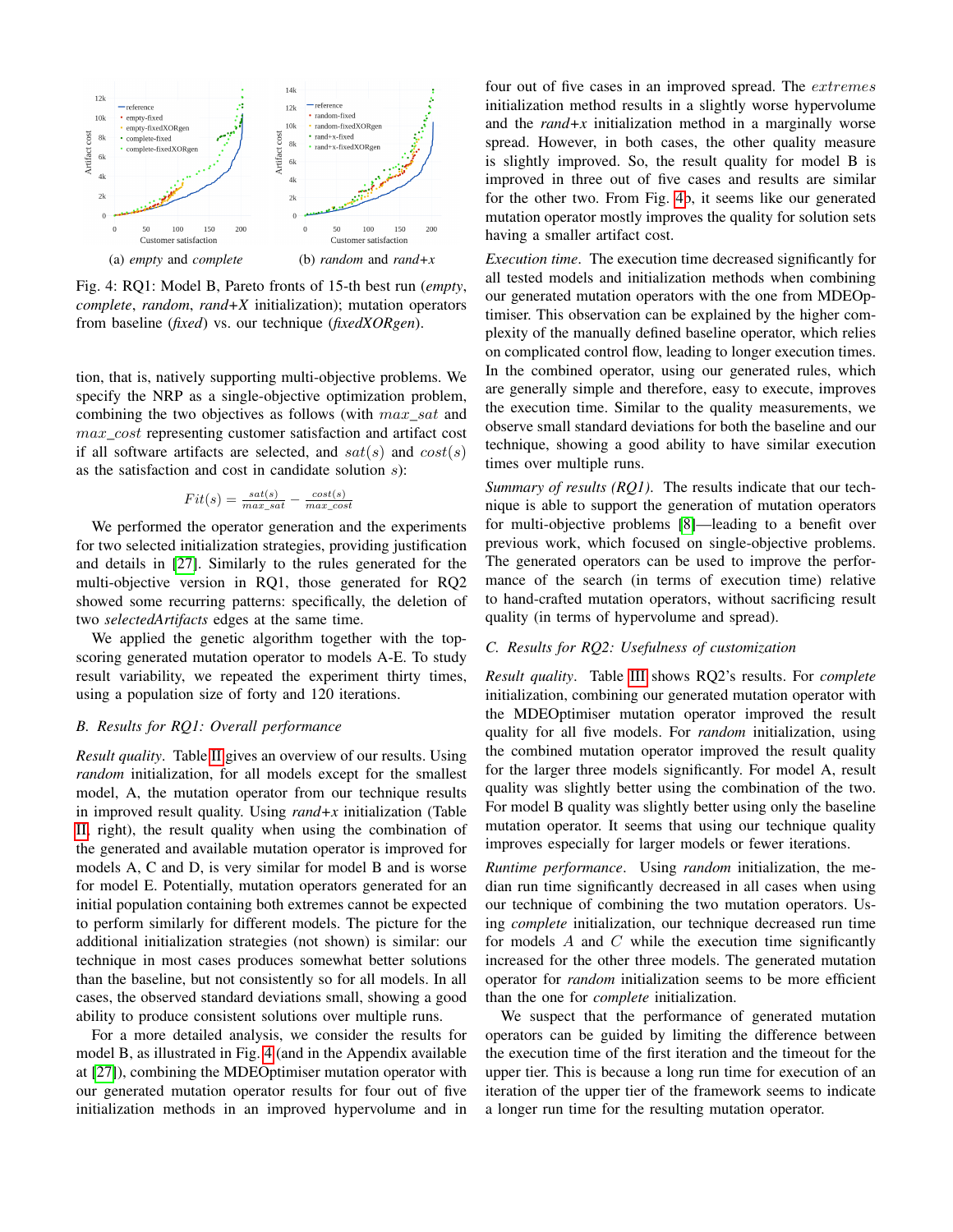(a) *empty* and *complete*

(b) *random* and *rand+x*

Fig. 4: RQ1: Model B, Pareto fronts of 15-th best run (*empty*, *complete*, *random*, *rand+X* initialization); mutation operators from baseline (*fixed*) vs. our technique (*fixedXORgen*).

tion, that is, natively supporting multi-objective problems. We specify the NRP as a single-objective optimization problem, combining the two objectives as follows (with $max\_sat$ and $max\_cost$ representing customer satisfaction and artifact cost if all software artifacts are selected, and $sat(s)$ and $cost(s)$ as the satisfaction and cost in candidate solution $s$):

$$Fit(s) = \frac{sat(s)}{max\_sat} - \frac{cost(s)}{max\_cost}$$

We performed the operator generation and the experiments for two selected initialization strategies, providing justification and details in [27]. Similarly to the rules generated for the multi-objective version in RQ1, those generated for RQ2 showed some recurring patterns: specifically, the deletion of two *selectedArtifacts* edges at the same time.

We applied the genetic algorithm together with the top-scoring generated mutation operator to models A-E. To study result variability, we repeated the experiment thirty times, using a population size of forty and 120 iterations.

### B. Results for RQ1: Overall performance

*Result quality*. Table II gives an overview of our results. Using *random* initialization, for all models except for the smallest model, A, the mutation operator from our technique results in improved result quality. Using *rand+x* initialization (Table II, right), the result quality when using the combination of the generated and available mutation operator is improved for models A, C and D, is very similar for model B and is worse for model E. Potentially, mutation operators generated for an initial population containing both extremes cannot be expected to perform similarly for different models. The picture for the additional initialization strategies (not shown) is similar: our technique in most cases produces somewhat better solutions than the baseline, but not consistently so for all models. In all cases, the observed standard deviations small, showing a good ability to produce consistent solutions over multiple runs.

For a more detailed analysis, we consider the results for model B, as illustrated in Fig. 4 (and in the Appendix available at [27]), combining the MDEOptimiser mutation operator with our generated mutation operator results for four out of five initialization methods in an improved hypervolume and in four out of five cases in an improved spread. The *extremes* initialization method results in a slightly worse hypervolume and the *rand+x* initialization method in a marginally worse spread. However, in both cases, the other quality measure is slightly improved. So, the result quality for model B is improved in three out of five cases and results are similar for the other two. From Fig. 4b, it seems like our generated mutation operator mostly improves the quality for solution sets having a smaller artifact cost.

*Execution time*. The execution time decreased significantly for all tested models and initialization methods when combining our generated mutation operators with the one from MDEOptimiser. This observation can be explained by the higher complexity of the manually defined baseline operator, which relies on complicated control flow, leading to longer execution times. In the combined operator, using our generated rules, which are generally simple and therefore, easy to execute, improves the execution time. Similar to the quality measurements, we observe small standard deviations for both the baseline and our technique, showing a good ability to have similar execution times over multiple runs.

*Summary of results (RQ1)*. The results indicate that our technique is able to support the generation of mutation operators for multi-objective problems [8]—leading to a benefit over previous work, which focused on single-objective problems. The generated operators can be used to improve the performance of the search (in terms of execution time) relative to hand-crafted mutation operators, without sacrificing result quality (in terms of hypervolume and spread).

### C. Results for RQ2: Usefulness of customization

*Result quality*. Table III shows RQ2's results. For *complete* initialization, combining our generated mutation operator with the MDEOptimiser mutation operator improved the result quality for all five models. For *random* initialization, using the combined mutation operator improved the result quality for the larger three models significantly. For model A, result quality was slightly better using the combination of the two. For model B quality was slightly better using only the baseline mutation operator. It seems that using our technique quality improves especially for larger models or fewer iterations.

*Runtime performance*. Using *random* initialization, the median run time significantly decreased in all cases when using our technique of combining the two mutation operators. Using *complete* initialization, our technique decreased run time for models $A$ and $C$ while the execution time significantly increased for the other three models. The generated mutation operator for *random* initialization seems to be more efficient than the one for *complete* initialization.

We suspect that the performance of generated mutation operators can be guided by limiting the difference between the execution time of the first iteration and the timeout for the upper tier. This is because a long run time for execution of an iteration of the upper tier of the framework seems to indicate a longer run time for the resulting mutation operator.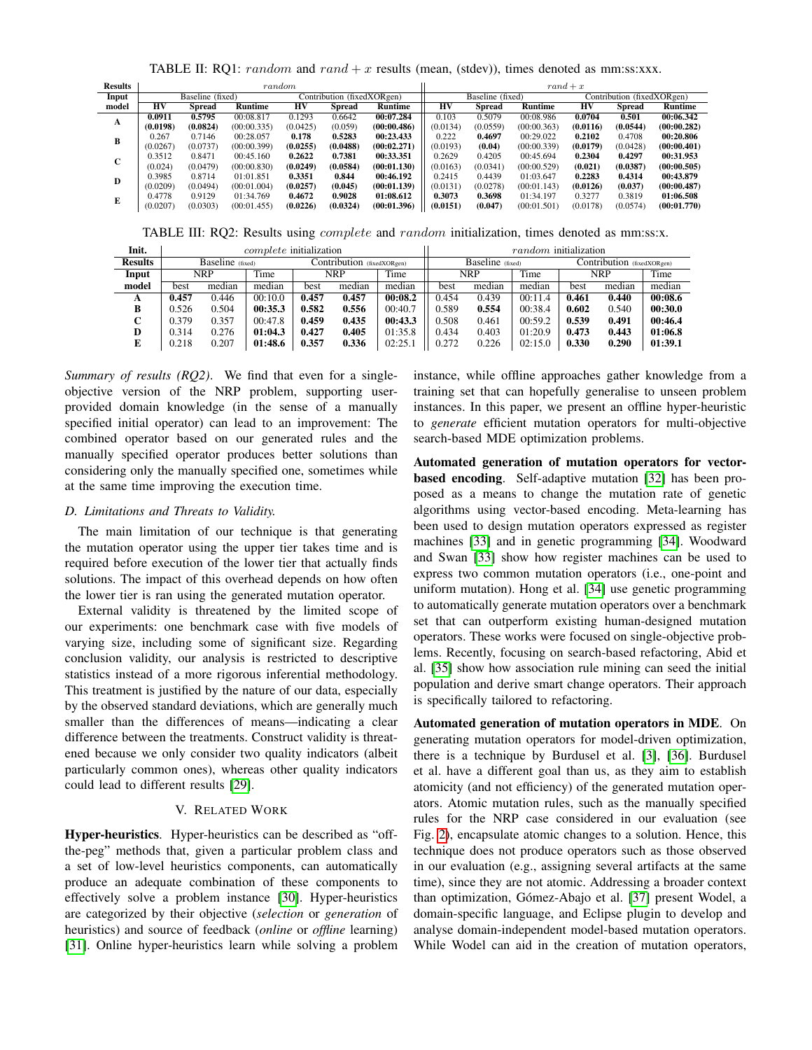TABLE II: RQ1: *random* and *rand + x* results (mean, (stdev)), times denoted as mm:ss:xxx.

| Results | *random* | | | | | | *rand + x* | | | | | |
|---|---|---|---|---|---|---|---|---|---|---|---|---|
| Input | Baseline (fixed) | | | Contribution (fixedXORgen) | | | Baseline (fixed) | | | Contribution (fixedXORgen) | | |
| model | HV | Spread | Runtime | HV | Spread | Runtime | HV | Spread | Runtime | HV | Spread | Runtime |
| A | **0.0911** | **0.5795** | 00:08.817 | 0.1293 | 0.6642 | **00:07.284** | 0.103 | 0.5079 | 00:08.986 | **0.0704** | **0.501** | **00:06.342** |
| | **(0.0198)** | **(0.0824)** | (00:00.335) | (0.0425) | (0.059) | **(00:00.486)** | (0.0134) | (0.0559) | (00:00.363) | **(0.0116)** | **(0.0544)** | **(00:00.282)** |
| B | 0.267 | 0.7146 | 00:28.057 | **0.178** | **0.5283** | **00:23.433** | 0.222 | **0.4697** | 00:29.022 | **0.2102** | 0.4708 | **00:20.806** |
| | (0.0267) | (0.0737) | (00:00.399) | **(0.0255)** | **(0.0488)** | **(00:02.271)** | (0.0193) | **(0.04)** | (00:00.339) | **(0.0179)** | (0.0428) | **(00:00.401)** |
| C | 0.3512 | 0.8471 | 00:45.160 | **0.2622** | **0.7381** | **00:33.351** | 0.2629 | 0.4205 | 00:45.694 | **0.2304** | **0.4297** | **00:31.953** |
| | (0.024) | (0.0479) | (00:00.830) | **(0.0249)** | **(0.0584)** | **(00:01.130)** | (0.0163) | (0.0341) | (00:00.529) | **(0.021)** | **(0.0387)** | **(00:00.505)** |
| D | 0.3985 | 0.8714 | 01:01.851 | **0.3351** | **0.844** | **00:46.192** | 0.2415 | 0.4439 | 01:03.647 | **0.2283** | **0.4314** | **00:43.879** |
| | (0.0209) | (0.0494) | (00:01.004) | **(0.0257)** | **(0.045)** | **(00:01.139)** | (0.0131) | (0.0278) | (00:01.143) | **(0.0126)** | **(0.037)** | **(00:00.487)** |
| E | 0.4778 | 0.9129 | 01:34.769 | **0.4672** | **0.9028** | **01:08.612** | **0.3073** | **0.3698** | 01:34.197 | 0.3277 | 0.3819 | **01:06.508** |
| | (0.0207) | (0.0303) | (00:01.455) | **(0.0226)** | **(0.0324)** | **(00:01.396)** | **(0.0151)** | **(0.047)** | (00:01.501) | (0.0178) | (0.0574) | **(00:01.770)** |

TABLE III: RQ2: Results using *complete* and *random* initialization, times denoted as mm:ss:x.

| Init. | *complete* initialization | | | | | | *random* initialization | | | | | |
|---|---|---|---|---|---|---|---|---|---|---|---|---|
| Results | Baseline (fixed) | | | Contribution (fixedXORgen) | | | Baseline (fixed) | | | Contribution (fixedXORgen) | | |
| Input | NRP | | Time | NRP | | Time | NRP | | Time | NRP | | Time |
| model | best | median | median | best | median | median | best | median | median | best | median | median |
| A | **0.457** | 0.446 | 00:10.0 | **0.457** | **0.457** | **00:08.2** | 0.454 | 0.439 | 00:11.4 | **0.461** | **0.440** | **00:08.6** |
| B | 0.526 | 0.504 | **00:35.3** | **0.582** | **0.556** | 00:40.7 | 0.589 | **0.554** | 00:38.4 | **0.602** | 0.540 | **00:30.0** |
| C | 0.379 | 0.357 | 00:47.8 | **0.459** | **0.435** | **00:43.3** | 0.508 | 0.461 | 00:59.2 | **0.539** | **0.491** | **00:46.4** |
| D | 0.314 | 0.276 | **01:04.3** | **0.427** | **0.405** | 01:35.8 | 0.434 | 0.403 | 01:20.9 | **0.473** | **0.443** | **01:06.8** |
| E | 0.218 | 0.207 | **01:48.6** | **0.357** | **0.336** | 02:25.1 | 0.272 | 0.226 | 02:15.0 | **0.330** | **0.290** | **01:39.1** |

*Summary of results (RQ2).* We find that even for a single-objective version of the NRP problem, supporting user-provided domain knowledge (in the sense of a manually specified initial operator) can lead to an improvement: The combined operator based on our generated rules and the manually specified operator produces better solutions than considering only the manually specified one, sometimes while at the same time improving the execution time.

### D. Limitations and Threats to Validity.

The main limitation of our technique is that generating the mutation operator using the upper tier takes time and is required before execution of the lower tier that actually finds solutions. The impact of this overhead depends on how often the lower tier is ran using the generated mutation operator.

External validity is threatened by the limited scope of our experiments: one benchmark case with five models of varying size, including some of significant size. Regarding conclusion validity, our analysis is restricted to descriptive statistics instead of a more rigorous inferential methodology. This treatment is justified by the nature of our data, especially by the observed standard deviations, which are generally much smaller than the differences of means—indicating a clear difference between the treatments. Construct validity is threatened because we only consider two quality indicators (albeit particularly common ones), whereas other quality indicators could lead to different results [29].

## V. Related Work

**Hyper-heuristics**. Hyper-heuristics can be described as "off-the-peg" methods that, given a particular problem class and a set of low-level heuristics components, can automatically produce an adequate combination of these components to effectively solve a problem instance [30]. Hyper-heuristics are categorized by their objective (*selection* or *generation* of heuristics) and source of feedback (*online* or *offline* learning) [31]. Online hyper-heuristics learn while solving a problem instance, while offline approaches gather knowledge from a training set that can hopefully generalise to unseen problem instances. In this paper, we present an offline hyper-heuristic to *generate* efficient mutation operators for multi-objective search-based MDE optimization problems.

**Automated generation of mutation operators for vector-based encoding**. Self-adaptive mutation [32] has been proposed as a means to change the mutation rate of genetic algorithms using vector-based encoding. Meta-learning has been used to design mutation operators expressed as register machines [33] and in genetic programming [34]. Woodward and Swan [33] show how register machines can be used to express two common mutation operators (i.e., one-point and uniform mutation). Hong et al. [34] use genetic programming to automatically generate mutation operators over a benchmark set that can outperform existing human-designed mutation operators. These works were focused on single-objective problems. Recently, focusing on search-based refactoring, Abid et al. [35] show how association rule mining can seed the initial population and derive smart change operators. Their approach is specifically tailored to refactoring.

**Automated generation of mutation operators in MDE**. On generating mutation operators for model-driven optimization, there is a technique by Burdusel et al. [3], [36]. Burdusel et al. have a different goal than us, as they aim to establish atomicity (and not efficiency) of the generated mutation operators. Atomic mutation rules, such as the manually specified rules for the NRP case considered in our evaluation (see Fig. 2), encapsulate atomic changes to a solution. Hence, this technique does not produce operators such as those observed in our evaluation (e.g., assigning several artifacts at the same time), since they are not atomic. Addressing a broader context than optimization, Gómez-Abajo et al. [37] present Wodel, a domain-specific language, and Eclipse plugin to develop and analyse domain-independent model-based mutation operators. While Wodel can aid in the creation of mutation operators,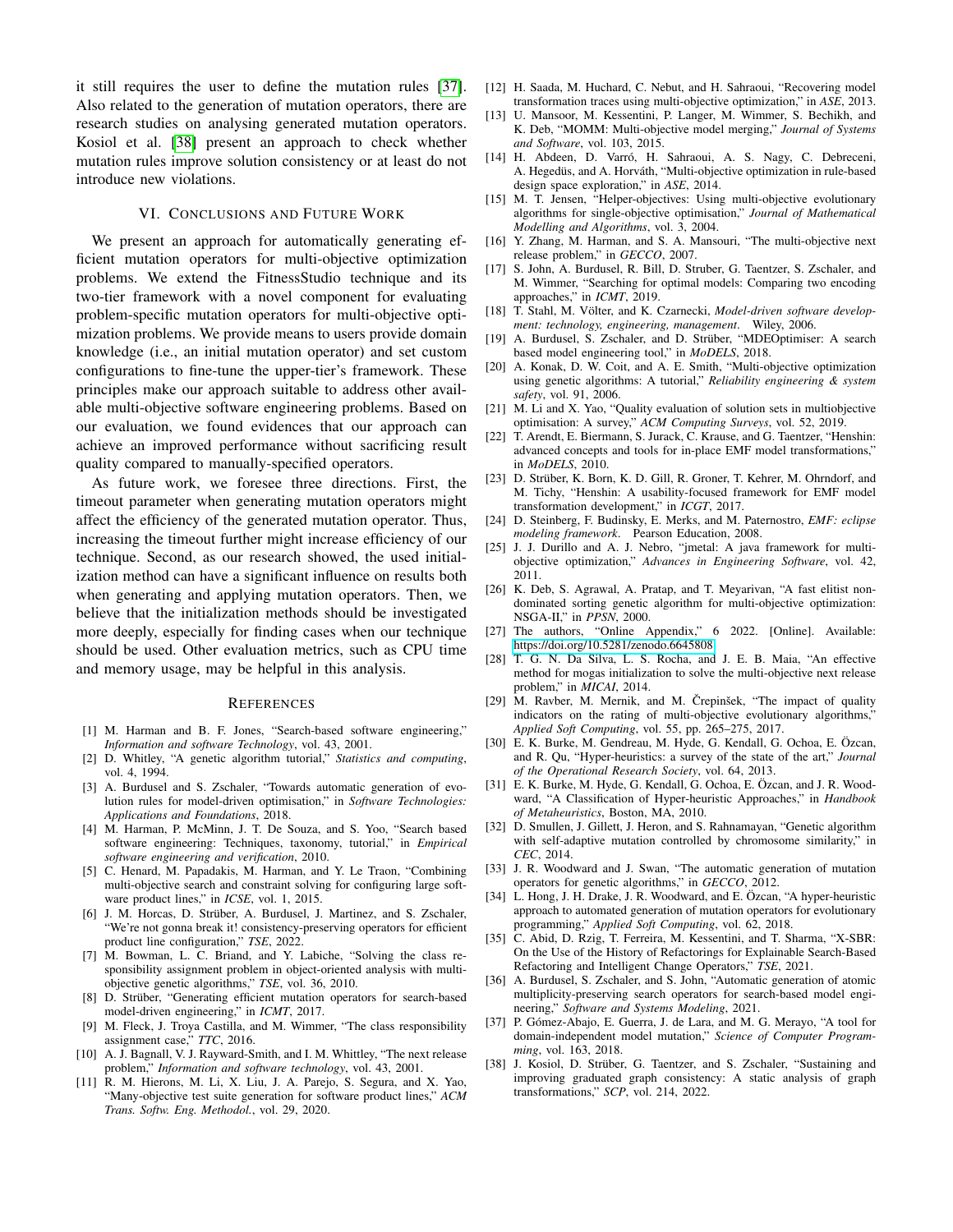it still requires the user to define the mutation rules [37]. Also related to the generation of mutation operators, there are research studies on analysing generated mutation operators. Kosiol et al. [38] present an approach to check whether mutation rules improve solution consistency or at least do not introduce new violations.

## VI. Conclusions and Future Work

We present an approach for automatically generating efficient mutation operators for multi-objective optimization problems. We extend the FitnessStudio technique and its two-tier framework with a novel component for evaluating problem-specific mutation operators for multi-objective optimization problems. We provide means to users provide domain knowledge (i.e., an initial mutation operator) and set custom configurations to fine-tune the upper-tier's framework. These principles make our approach suitable to address other available multi-objective software engineering problems. Based on our evaluation, we found evidences that our approach can achieve an improved performance without sacrificing result quality compared to manually-specified operators.

As future work, we foresee three directions. First, the timeout parameter when generating mutation operators might affect the efficiency of the generated mutation operator. Thus, increasing the timeout further might increase efficiency of our technique. Second, as our research showed, the used initialization method can have a significant influence on results both when generating and applying mutation operators. Then, we believe that the initialization methods should be investigated more deeply, especially for finding cases when our technique should be used. Other evaluation metrics, such as CPU time and memory usage, may be helpful in this analysis.

## References

[1] M. Harman and B. F. Jones, "Search-based software engineering," *Information and software Technology*, vol. 43, 2001.

[2] D. Whitley, "A genetic algorithm tutorial," *Statistics and computing*, vol. 4, 1994.

[3] A. Burdusel and S. Zschaler, "Towards automatic generation of evolution rules for model-driven optimisation," in *Software Technologies: Applications and Foundations*, 2018.

[4] M. Harman, P. McMinn, J. T. De Souza, and S. Yoo, "Search based software engineering: Techniques, taxonomy, tutorial," in *Empirical software engineering and verification*, 2010.

[5] C. Henard, M. Papadakis, M. Harman, and Y. Le Traon, "Combining multi-objective search and constraint solving for configuring large software product lines," in *ICSE*, vol. 1, 2015.

[6] J. M. Horcas, D. Strüber, A. Burdusel, J. Martinez, and S. Zschaler, "We're not gonna break it! consistency-preserving operators for efficient product line configuration," *TSE*, 2022.

[7] M. Bowman, L. C. Briand, and Y. Labiche, "Solving the class responsibility assignment problem in object-oriented analysis with multi-objective genetic algorithms," *TSE*, vol. 36, 2010.

[8] D. Strüber, "Generating efficient mutation operators for search-based model-driven engineering," in *ICMT*, 2017.

[9] M. Fleck, J. Troya Castilla, and M. Wimmer, "The class responsibility assignment case," *TTC*, 2016.

[10] A. J. Bagnall, V. J. Rayward-Smith, and I. M. Whittley, "The next release problem," *Information and software technology*, vol. 43, 2001.

[11] R. M. Hierons, M. Li, X. Liu, J. A. Parejo, S. Segura, and X. Yao, "Many-objective test suite generation for software product lines," *ACM Trans. Softw. Eng. Methodol.*, vol. 29, 2020.

[12] H. Saada, M. Huchard, C. Nebut, and H. Sahraoui, "Recovering model transformation traces using multi-objective optimization," in *ASE*, 2013.

[13] U. Mansoor, M. Kessentini, P. Langer, M. Wimmer, S. Bechikh, and K. Deb, "MOMM: Multi-objective model merging," *Journal of Systems and Software*, vol. 103, 2015.

[14] H. Abdeen, D. Varró, H. Sahraoui, A. S. Nagy, C. Debreceni, A. Hegedüs, and A. Horváth, "Multi-objective optimization in rule-based design space exploration," in *ASE*, 2014.

[15] M. T. Jensen, "Helper-objectives: Using multi-objective evolutionary algorithms for single-objective optimisation," *Journal of Mathematical Modelling and Algorithms*, vol. 3, 2004.

[16] Y. Zhang, M. Harman, and S. A. Mansouri, "The multi-objective next release problem," in *GECCO*, 2007.

[17] S. John, A. Burdusel, R. Bill, D. Struber, G. Taentzer, S. Zschaler, and M. Wimmer, "Searching for optimal models: Comparing two encoding approaches," in *ICMT*, 2019.

[18] T. Stahl, M. Völter, and K. Czarnecki, *Model-driven software development: technology, engineering, management*. Wiley, 2006.

[19] A. Burdusel, S. Zschaler, and D. Strüber, "MDEOptimiser: A search based model engineering tool," in *MoDELS*, 2018.

[20] A. Konak, D. W. Coit, and A. E. Smith, "Multi-objective optimization using genetic algorithms: A tutorial," *Reliability engineering & system safety*, vol. 91, 2006.

[21] M. Li and X. Yao, "Quality evaluation of solution sets in multiobjective optimisation: A survey," *ACM Computing Surveys*, vol. 52, 2019.

[22] T. Arendt, E. Biermann, S. Jurack, C. Krause, and G. Taentzer, "Henshin: advanced concepts and tools for in-place EMF model transformations," in *MoDELS*, 2010.

[23] D. Strüber, K. Born, K. D. Gill, R. Groner, T. Kehrer, M. Ohrndorf, and M. Tichy, "Henshin: A usability-focused framework for EMF model transformation development," in *ICGT*, 2017.

[24] D. Steinberg, F. Budinsky, E. Merks, and M. Paternostro, *EMF: eclipse modeling framework*. Pearson Education, 2008.

[25] J. J. Durillo and A. J. Nebro, "jmetal: A java framework for multi-objective optimization," *Advances in Engineering Software*, vol. 42, 2011.

[26] K. Deb, S. Agrawal, A. Pratap, and T. Meyarivan, "A fast elitist non-dominated sorting genetic algorithm for multi-objective optimization: NSGA-II," in *PPSN*, 2000.

[27] The authors, "Online Appendix," 6 2022. [Online]. Available: https://doi.org/10.5281/zenodo.6645808

[28] T. G. N. Da Silva, L. S. Rocha, and J. E. B. Maia, "An effective method for mogas initialization to solve the multi-objective next release problem," in *MICAI*, 2014.

[29] M. Ravber, M. Mernik, and M. Črepinšek, "The impact of quality indicators on the rating of multi-objective evolutionary algorithms," *Applied Soft Computing*, vol. 55, pp. 265–275, 2017.

[30] E. K. Burke, M. Gendreau, M. Hyde, G. Kendall, G. Ochoa, E. Özcan, and R. Qu, "Hyper-heuristics: a survey of the state of the art," *Journal of the Operational Research Society*, vol. 64, 2013.

[31] E. K. Burke, M. Hyde, G. Kendall, G. Ochoa, E. Özcan, and J. R. Woodward, "A Classification of Hyper-heuristic Approaches," in *Handbook of Metaheuristics*, Boston, MA, 2010.

[32] D. Smullen, J. Gillett, J. Heron, and S. Rahnamayan, "Genetic algorithm with self-adaptive mutation controlled by chromosome similarity," in *CEC*, 2014.

[33] J. R. Woodward and J. Swan, "The automatic generation of mutation operators for genetic algorithms," in *GECCO*, 2012.

[34] L. Hong, J. H. Drake, J. R. Woodward, and E. Özcan, "A hyper-heuristic approach to automated generation of mutation operators for evolutionary programming," *Applied Soft Computing*, vol. 62, 2018.

[35] C. Abid, D. Rzig, T. Ferreira, M. Kessentini, and T. Sharma, "X-SBR: On the Use of the History of Refactorings for Explainable Search-Based Refactoring and Intelligent Change Operators," *TSE*, 2021.

[36] A. Burdusel, S. Zschaler, and S. John, "Automatic generation of atomic multiplicity-preserving search operators for search-based model engineering," *Software and Systems Modeling*, 2021.

[37] P. Gómez-Abajo, E. Guerra, J. de Lara, and M. G. Merayo, "A tool for domain-independent model mutation," *Science of Computer Programming*, vol. 163, 2018.

[38] J. Kosiol, D. Strüber, G. Taentzer, and S. Zschaler, "Sustaining and improving graduated graph consistency: A static analysis of graph transformations," *SCP*, vol. 214, 2022.